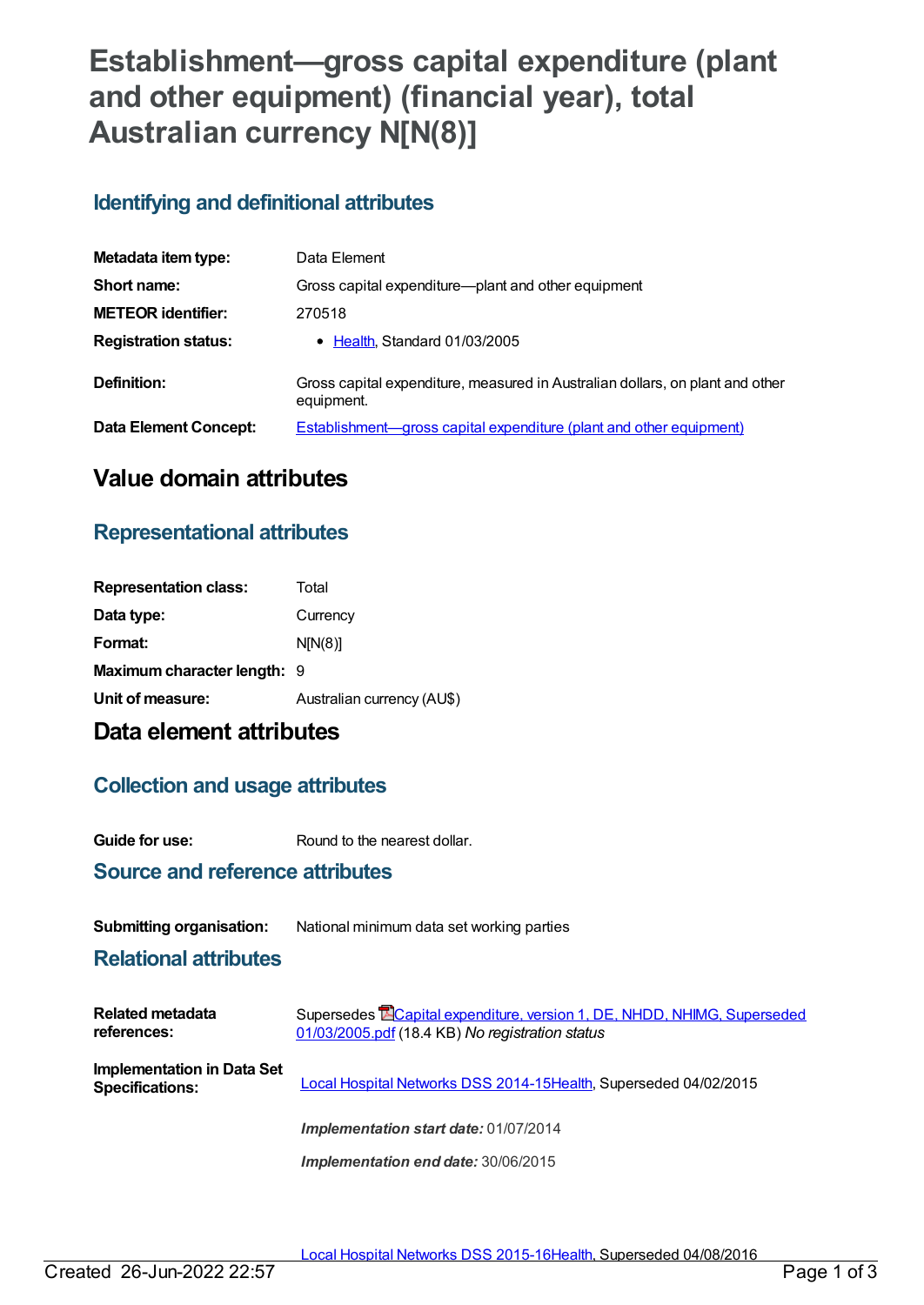# Establishment—gross capital expenditure (plant and other equipment) (financial year), total Australian currency N[N(8)]

## Identifying and definitional attributes

| | |
|---|---|
| **Metadata item type:** | Data Element |
| **Short name:** | Gross capital expenditure—plant and other equipment |
| **METEOR identifier:** | 270518 |
| **Registration status:** | • Health, Standard 01/03/2005 |
| **Definition:** | Gross capital expenditure, measured in Australian dollars, on plant and other equipment. |
| **Data Element Concept:** | Establishment—gross capital expenditure (plant and other equipment) |

# Value domain attributes

## Representational attributes

| | |
|---|---|
| **Representation class:** | Total |
| **Data type:** | Currency |
| **Format:** | N[N(8)] |
| **Maximum character length:** | 9 |
| **Unit of measure:** | Australian currency (AU$) |

# Data element attributes

## Collection and usage attributes

| | |
|---|---|
| **Guide for use:** | Round to the nearest dollar. |

## Source and reference attributes

| | |
|---|---|
| **Submitting organisation:** | National minimum data set working parties |

## Relational attributes

| | |
|---|---|
| **Related metadata references:** | Supersedes Capital expenditure, version 1, DE, NHDD, NHIMG, Superseded 01/03/2005.pdf (18.4 KB) *No registration status* |
| **Implementation in Data Set Specifications:** | Local Hospital Networks DSS 2014-15Health, Superseded 04/02/2015<br><br>***Implementation start date:*** 01/07/2014<br><br>***Implementation end date:*** 30/06/2015<br><br>Local Hospital Networks DSS 2015-16Health, Superseded 04/08/2016 |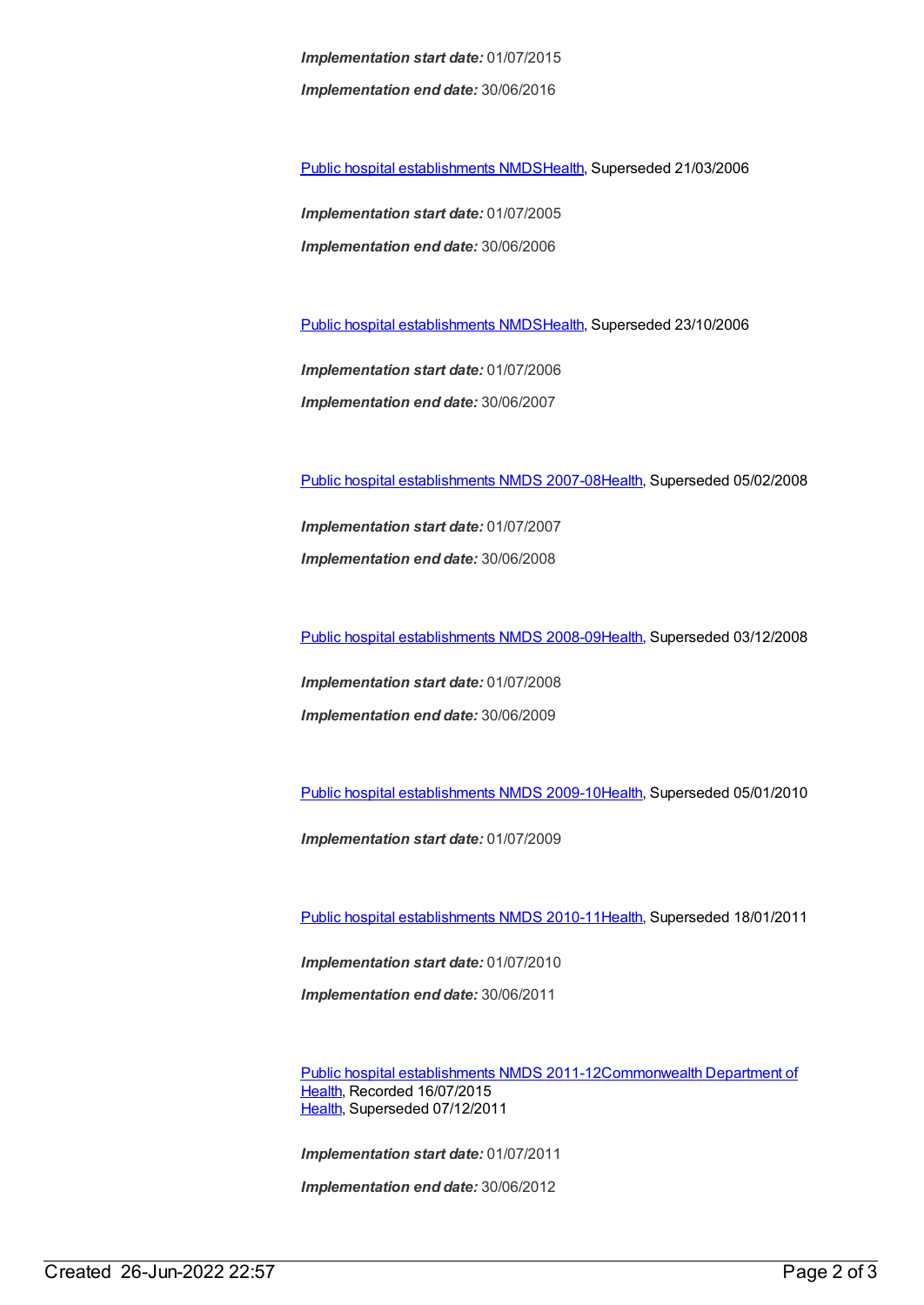***Implementation start date:*** 01/07/2015

***Implementation end date:*** 30/06/2016

Public hospital establishments NMDSHealth, Superseded 21/03/2006

***Implementation start date:*** 01/07/2005

***Implementation end date:*** 30/06/2006

Public hospital establishments NMDSHealth, Superseded 23/10/2006

***Implementation start date:*** 01/07/2006

***Implementation end date:*** 30/06/2007

Public hospital establishments NMDS 2007-08Health, Superseded 05/02/2008

***Implementation start date:*** 01/07/2007

***Implementation end date:*** 30/06/2008

Public hospital establishments NMDS 2008-09Health, Superseded 03/12/2008

***Implementation start date:*** 01/07/2008

***Implementation end date:*** 30/06/2009

Public hospital establishments NMDS 2009-10Health, Superseded 05/01/2010

***Implementation start date:*** 01/07/2009

Public hospital establishments NMDS 2010-11Health, Superseded 18/01/2011

***Implementation start date:*** 01/07/2010

***Implementation end date:*** 30/06/2011

Public hospital establishments NMDS 2011-12Commonwealth Department of Health, Recorded 16/07/2015
Health, Superseded 07/12/2011

***Implementation start date:*** 01/07/2011

***Implementation end date:*** 30/06/2012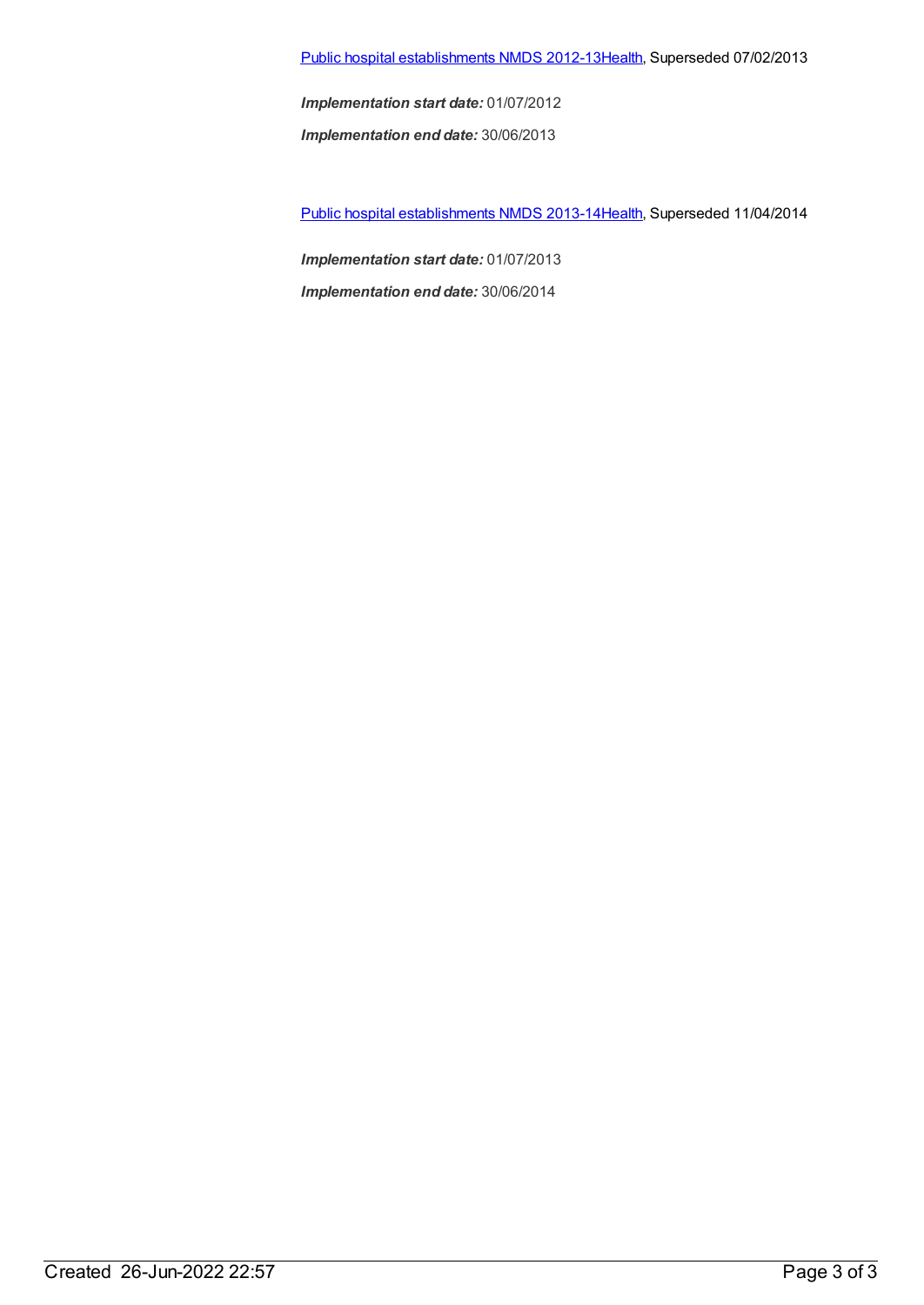Public hospital establishments NMDS 2012-13Health, Superseded 07/02/2013

***Implementation start date:*** 01/07/2012

***Implementation end date:*** 30/06/2013

Public hospital establishments NMDS 2013-14Health, Superseded 11/04/2014

***Implementation start date:*** 01/07/2013

***Implementation end date:*** 30/06/2014